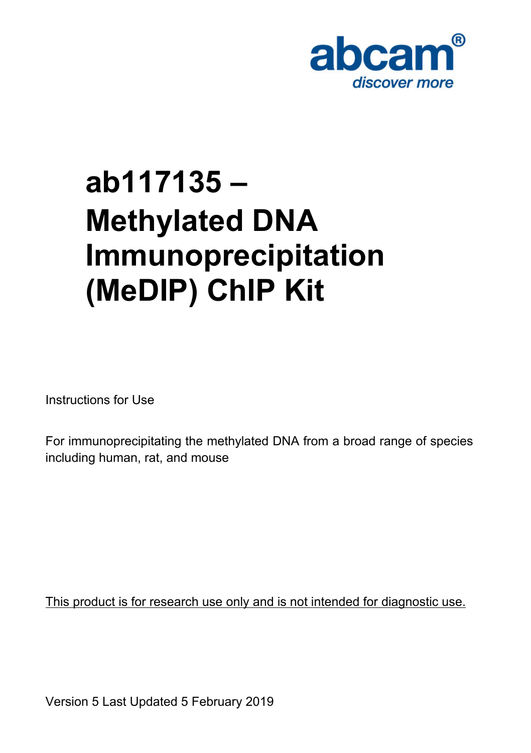abcam®
discover more

# ab117135 – Methylated DNA Immunoprecipitation (MeDIP) ChIP Kit

Instructions for Use

For immunoprecipitating the methylated DNA from a broad range of species including human, rat, and mouse

This product is for research use only and is not intended for diagnostic use.

Version 5 Last Updated 5 February 2019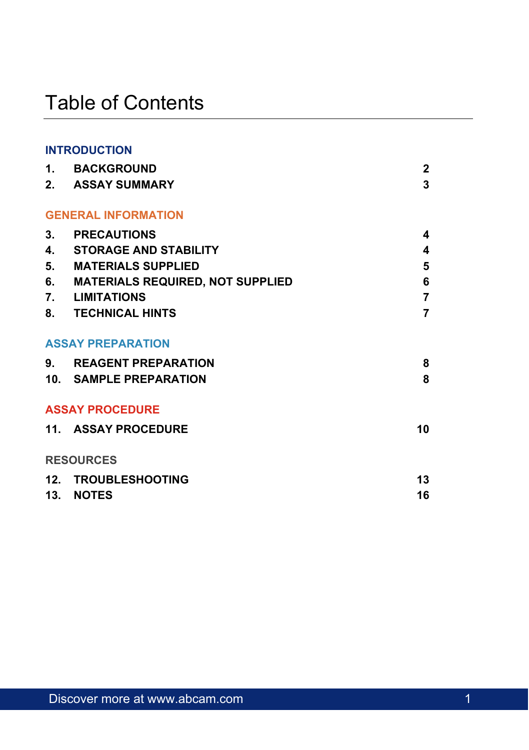# Table of Contents

## INTRODUCTION

| | | |
|---|---|---|
| 1. | BACKGROUND | 2 |
| 2. | ASSAY SUMMARY | 3 |

## GENERAL INFORMATION

| | | |
|---|---|---|
| 3. | PRECAUTIONS | 4 |
| 4. | STORAGE AND STABILITY | 4 |
| 5. | MATERIALS SUPPLIED | 5 |
| 6. | MATERIALS REQUIRED, NOT SUPPLIED | 6 |
| 7. | LIMITATIONS | 7 |
| 8. | TECHNICAL HINTS | 7 |

## ASSAY PREPARATION

| | | |
|---|---|---|
| 9. | REAGENT PREPARATION | 8 |
| 10. | SAMPLE PREPARATION | 8 |

## ASSAY PROCEDURE

| | | |
|---|---|---|
| 11. | ASSAY PROCEDURE | 10 |

## RESOURCES

| | | |
|---|---|---|
| 12. | TROUBLESHOOTING | 13 |
| 13. | NOTES | 16 |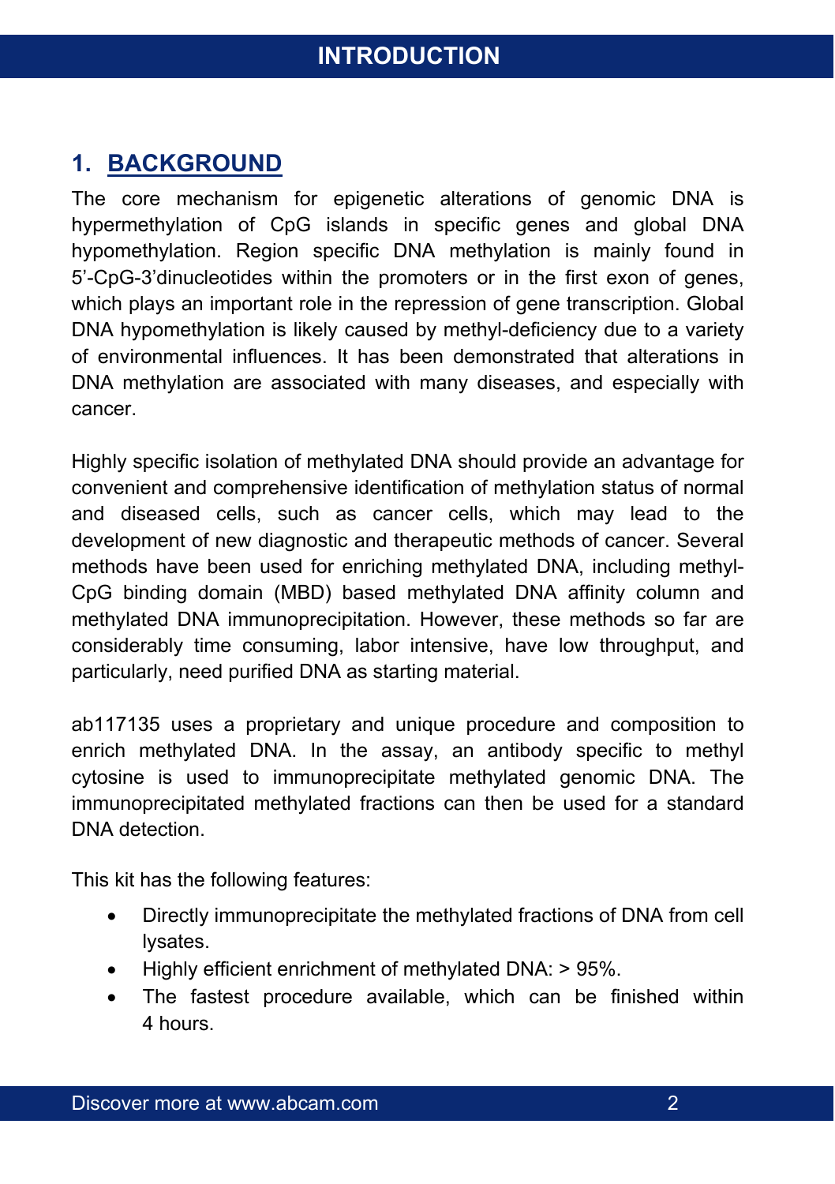# INTRODUCTION

## 1. BACKGROUND

The core mechanism for epigenetic alterations of genomic DNA is hypermethylation of CpG islands in specific genes and global DNA hypomethylation. Region specific DNA methylation is mainly found in 5'-CpG-3'dinucleotides within the promoters or in the first exon of genes, which plays an important role in the repression of gene transcription. Global DNA hypomethylation is likely caused by methyl-deficiency due to a variety of environmental influences. It has been demonstrated that alterations in DNA methylation are associated with many diseases, and especially with cancer.

Highly specific isolation of methylated DNA should provide an advantage for convenient and comprehensive identification of methylation status of normal and diseased cells, such as cancer cells, which may lead to the development of new diagnostic and therapeutic methods of cancer. Several methods have been used for enriching methylated DNA, including methyl-CpG binding domain (MBD) based methylated DNA affinity column and methylated DNA immunoprecipitation. However, these methods so far are considerably time consuming, labor intensive, have low throughput, and particularly, need purified DNA as starting material.

ab117135 uses a proprietary and unique procedure and composition to enrich methylated DNA. In the assay, an antibody specific to methyl cytosine is used to immunoprecipitate methylated genomic DNA. The immunoprecipitated methylated fractions can then be used for a standard DNA detection.

This kit has the following features:

- Directly immunoprecipitate the methylated fractions of DNA from cell lysates.
- Highly efficient enrichment of methylated DNA: > 95%.
- The fastest procedure available, which can be finished within 4 hours.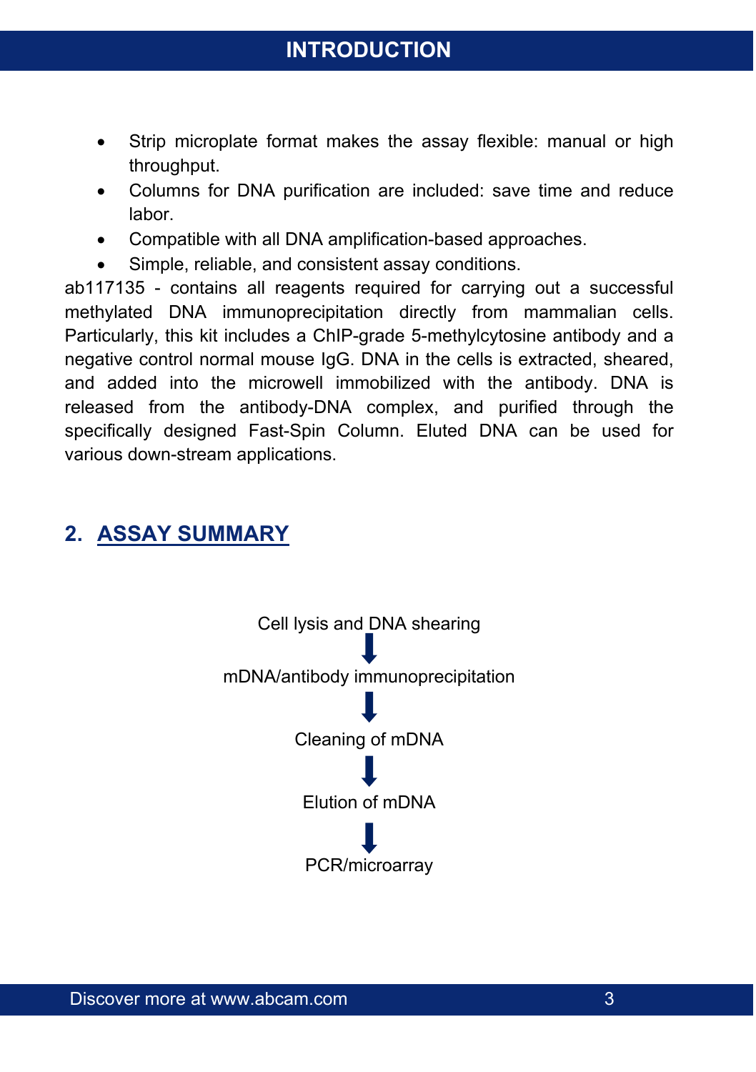- Strip microplate format makes the assay flexible: manual or high throughput.
- Columns for DNA purification are included: save time and reduce labor.
- Compatible with all DNA amplification-based approaches.
- Simple, reliable, and consistent assay conditions.

ab117135 - contains all reagents required for carrying out a successful methylated DNA immunoprecipitation directly from mammalian cells. Particularly, this kit includes a ChIP-grade 5-methylcytosine antibody and a negative control normal mouse IgG. DNA in the cells is extracted, sheared, and added into the microwell immobilized with the antibody. DNA is released from the antibody-DNA complex, and purified through the specifically designed Fast-Spin Column. Eluted DNA can be used for various down-stream applications.

## 2. ASSAY SUMMARY

Cell lysis and DNA shearing

↓

mDNA/antibody immunoprecipitation

↓

Cleaning of mDNA

↓

Elution of mDNA

↓

PCR/microarray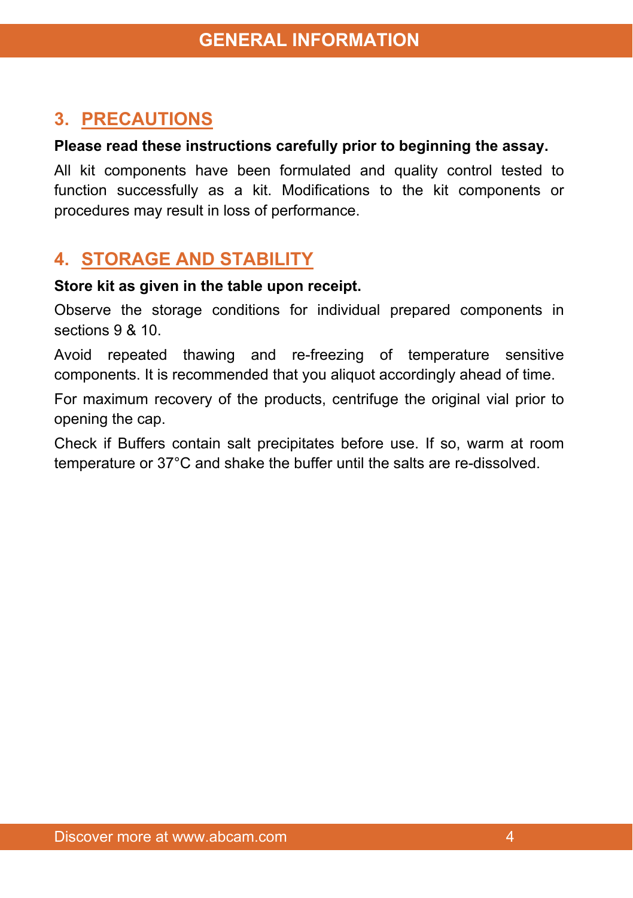## 3. PRECAUTIONS

**Please read these instructions carefully prior to beginning the assay.**

All kit components have been formulated and quality control tested to function successfully as a kit. Modifications to the kit components or procedures may result in loss of performance.

## 4. STORAGE AND STABILITY

**Store kit as given in the table upon receipt.**

Observe the storage conditions for individual prepared components in sections 9 & 10.

Avoid repeated thawing and re-freezing of temperature sensitive components. It is recommended that you aliquot accordingly ahead of time.

For maximum recovery of the products, centrifuge the original vial prior to opening the cap.

Check if Buffers contain salt precipitates before use. If so, warm at room temperature or 37°C and shake the buffer until the salts are re-dissolved.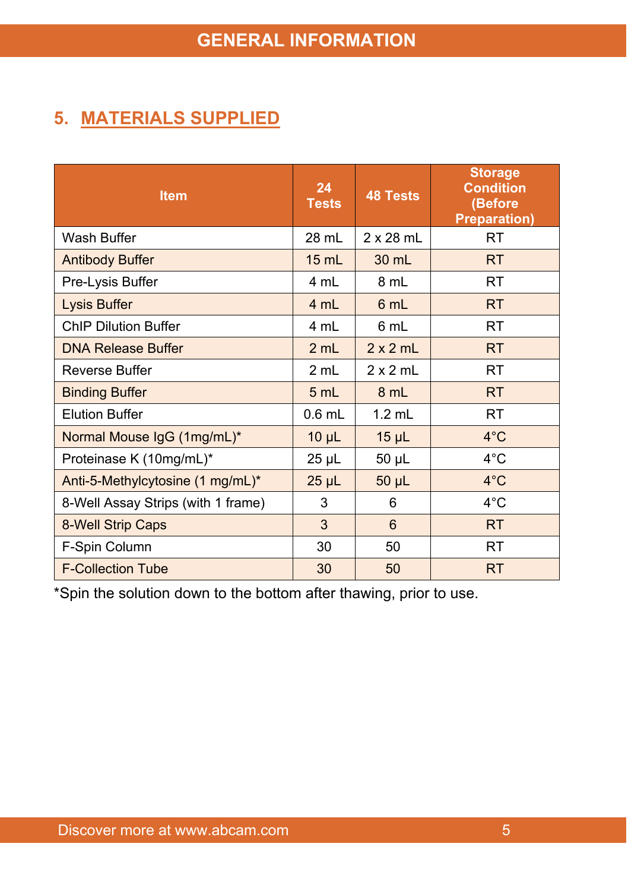## 5. MATERIALS SUPPLIED

| Item | 24 Tests | 48 Tests | Storage Condition (Before Preparation) |
|---|---|---|---|
| Wash Buffer | 28 mL | 2 x 28 mL | RT |
| Antibody Buffer | 15 mL | 30 mL | RT |
| Pre-Lysis Buffer | 4 mL | 8 mL | RT |
| Lysis Buffer | 4 mL | 6 mL | RT |
| ChIP Dilution Buffer | 4 mL | 6 mL | RT |
| DNA Release Buffer | 2 mL | 2 x 2 mL | RT |
| Reverse Buffer | 2 mL | 2 x 2 mL | RT |
| Binding Buffer | 5 mL | 8 mL | RT |
| Elution Buffer | 0.6 mL | 1.2 mL | RT |
| Normal Mouse IgG (1mg/mL)* | 10 µL | 15 µL | 4°C |
| Proteinase K (10mg/mL)* | 25 µL | 50 µL | 4°C |
| Anti-5-Methylcytosine (1 mg/mL)* | 25 µL | 50 µL | 4°C |
| 8-Well Assay Strips (with 1 frame) | 3 | 6 | 4°C |
| 8-Well Strip Caps | 3 | 6 | RT |
| F-Spin Column | 30 | 50 | RT |
| F-Collection Tube | 30 | 50 | RT |

*Spin the solution down to the bottom after thawing, prior to use.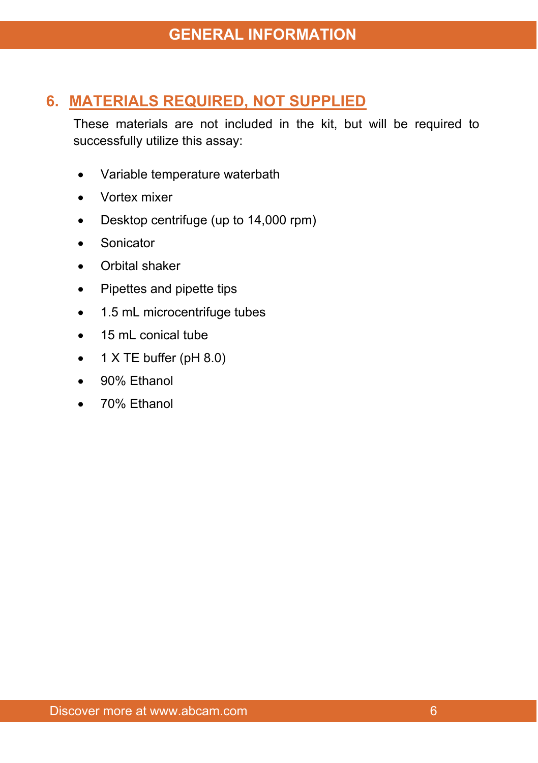## 6. MATERIALS REQUIRED, NOT SUPPLIED

These materials are not included in the kit, but will be required to successfully utilize this assay:

- Variable temperature waterbath
- Vortex mixer
- Desktop centrifuge (up to 14,000 rpm)
- Sonicator
- Orbital shaker
- Pipettes and pipette tips
- 1.5 mL microcentrifuge tubes
- 15 mL conical tube
- 1 X TE buffer (pH 8.0)
- 90% Ethanol
- 70% Ethanol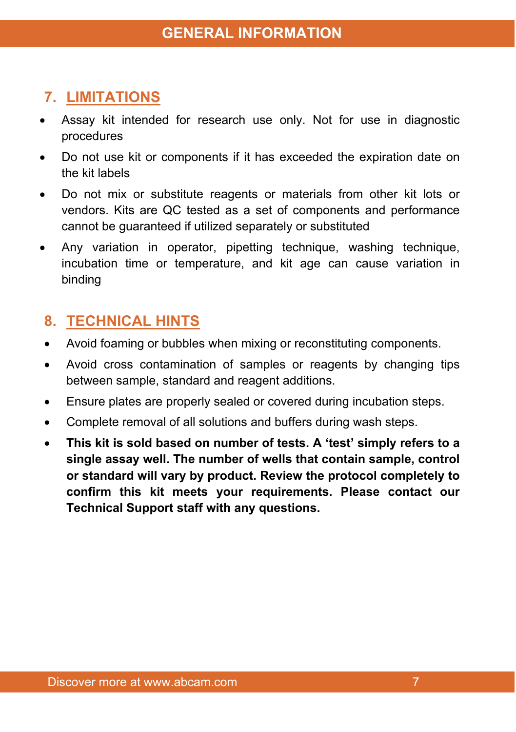## 7. LIMITATIONS

- Assay kit intended for research use only. Not for use in diagnostic procedures
- Do not use kit or components if it has exceeded the expiration date on the kit labels
- Do not mix or substitute reagents or materials from other kit lots or vendors. Kits are QC tested as a set of components and performance cannot be guaranteed if utilized separately or substituted
- Any variation in operator, pipetting technique, washing technique, incubation time or temperature, and kit age can cause variation in binding

## 8. TECHNICAL HINTS

- Avoid foaming or bubbles when mixing or reconstituting components.
- Avoid cross contamination of samples or reagents by changing tips between sample, standard and reagent additions.
- Ensure plates are properly sealed or covered during incubation steps.
- Complete removal of all solutions and buffers during wash steps.
- **This kit is sold based on number of tests. A 'test' simply refers to a single assay well. The number of wells that contain sample, control or standard will vary by product. Review the protocol completely to confirm this kit meets your requirements. Please contact our Technical Support staff with any questions.**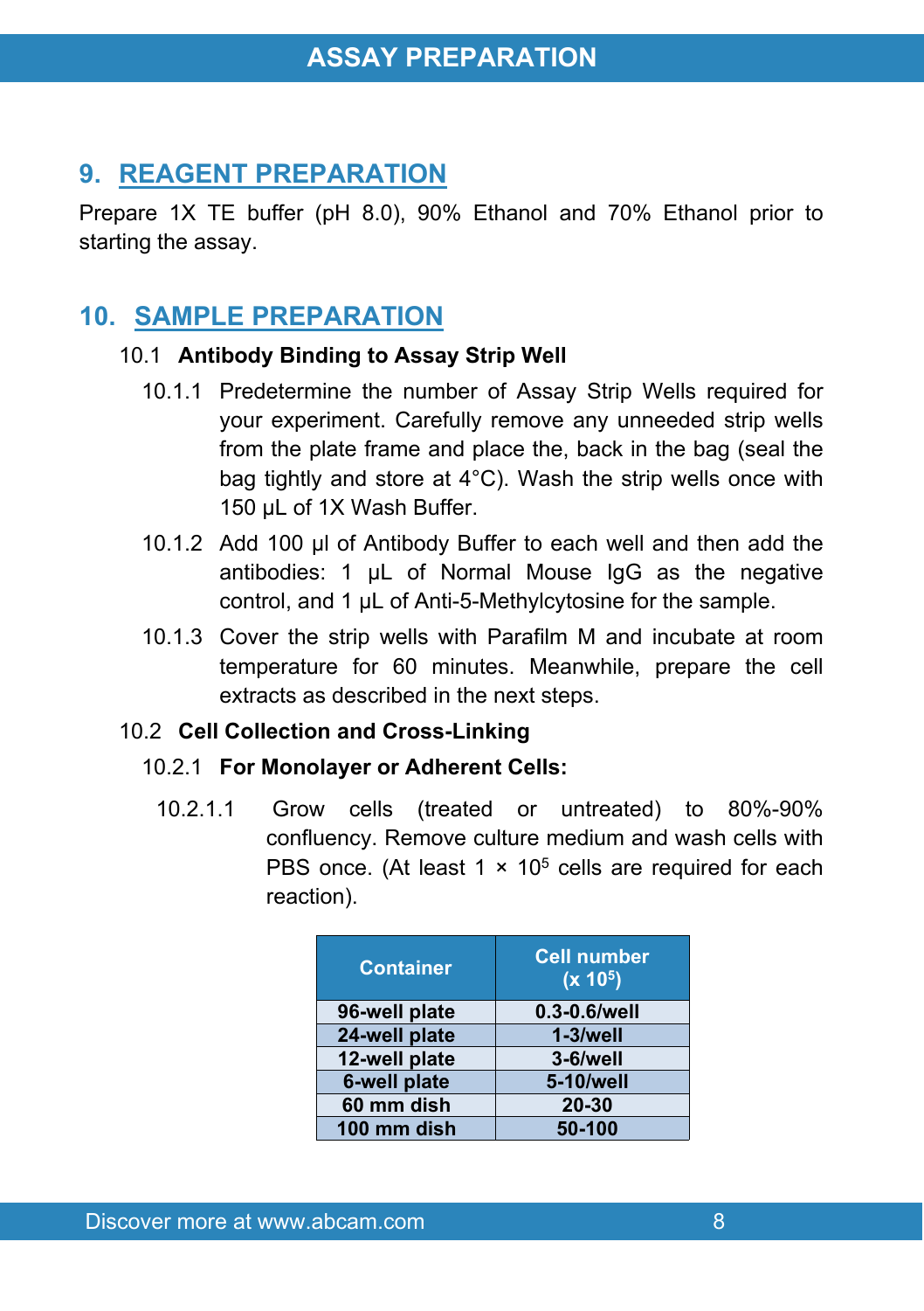## 9. REAGENT PREPARATION

Prepare 1X TE buffer (pH 8.0), 90% Ethanol and 70% Ethanol prior to starting the assay.

## 10. SAMPLE PREPARATION

### 10.1 Antibody Binding to Assay Strip Well

10.1.1 Predetermine the number of Assay Strip Wells required for your experiment. Carefully remove any unneeded strip wells from the plate frame and place the, back in the bag (seal the bag tightly and store at 4°C). Wash the strip wells once with 150 µL of 1X Wash Buffer.

10.1.2 Add 100 µl of Antibody Buffer to each well and then add the antibodies: 1 µL of Normal Mouse IgG as the negative control, and 1 µL of Anti-5-Methylcytosine for the sample.

10.1.3 Cover the strip wells with Parafilm M and incubate at room temperature for 60 minutes. Meanwhile, prepare the cell extracts as described in the next steps.

### 10.2 Cell Collection and Cross-Linking

#### 10.2.1 For Monolayer or Adherent Cells:

10.2.1.1 Grow cells (treated or untreated) to 80%-90% confluency. Remove culture medium and wash cells with PBS once. (At least 1 × $10^5$ cells are required for each reaction).

| Container | Cell number (x $10^5$) |
|---|---|
| 96-well plate | 0.3-0.6/well |
| 24-well plate | 1-3/well |
| 12-well plate | 3-6/well |
| 6-well plate | 5-10/well |
| 60 mm dish | 20-30 |
| 100 mm dish | 50-100 |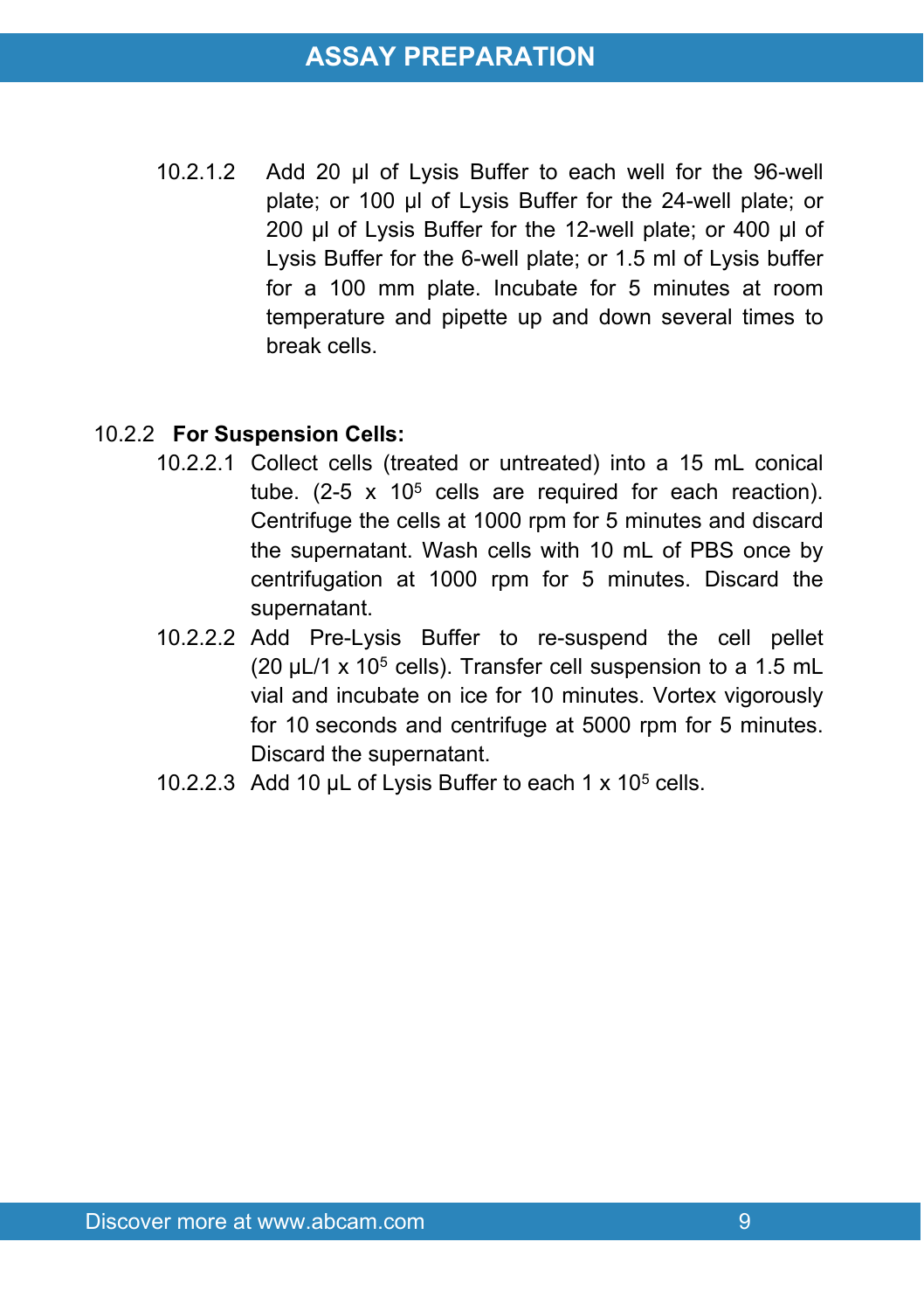10.2.1.2 Add 20 µl of Lysis Buffer to each well for the 96-well plate; or 100 µl of Lysis Buffer for the 24-well plate; or 200 µl of Lysis Buffer for the 12-well plate; or 400 µl of Lysis Buffer for the 6-well plate; or 1.5 ml of Lysis buffer for a 100 mm plate. Incubate for 5 minutes at room temperature and pipette up and down several times to break cells.

10.2.2 **For Suspension Cells:**

10.2.2.1 Collect cells (treated or untreated) into a 15 mL conical tube. (2-5 x $10^5$ cells are required for each reaction). Centrifuge the cells at 1000 rpm for 5 minutes and discard the supernatant. Wash cells with 10 mL of PBS once by centrifugation at 1000 rpm for 5 minutes. Discard the supernatant.

10.2.2.2 Add Pre-Lysis Buffer to re-suspend the cell pellet (20 µL/1 x $10^5$ cells). Transfer cell suspension to a 1.5 mL vial and incubate on ice for 10 minutes. Vortex vigorously for 10 seconds and centrifuge at 5000 rpm for 5 minutes. Discard the supernatant.

10.2.2.3 Add 10 µL of Lysis Buffer to each 1 x $10^5$ cells.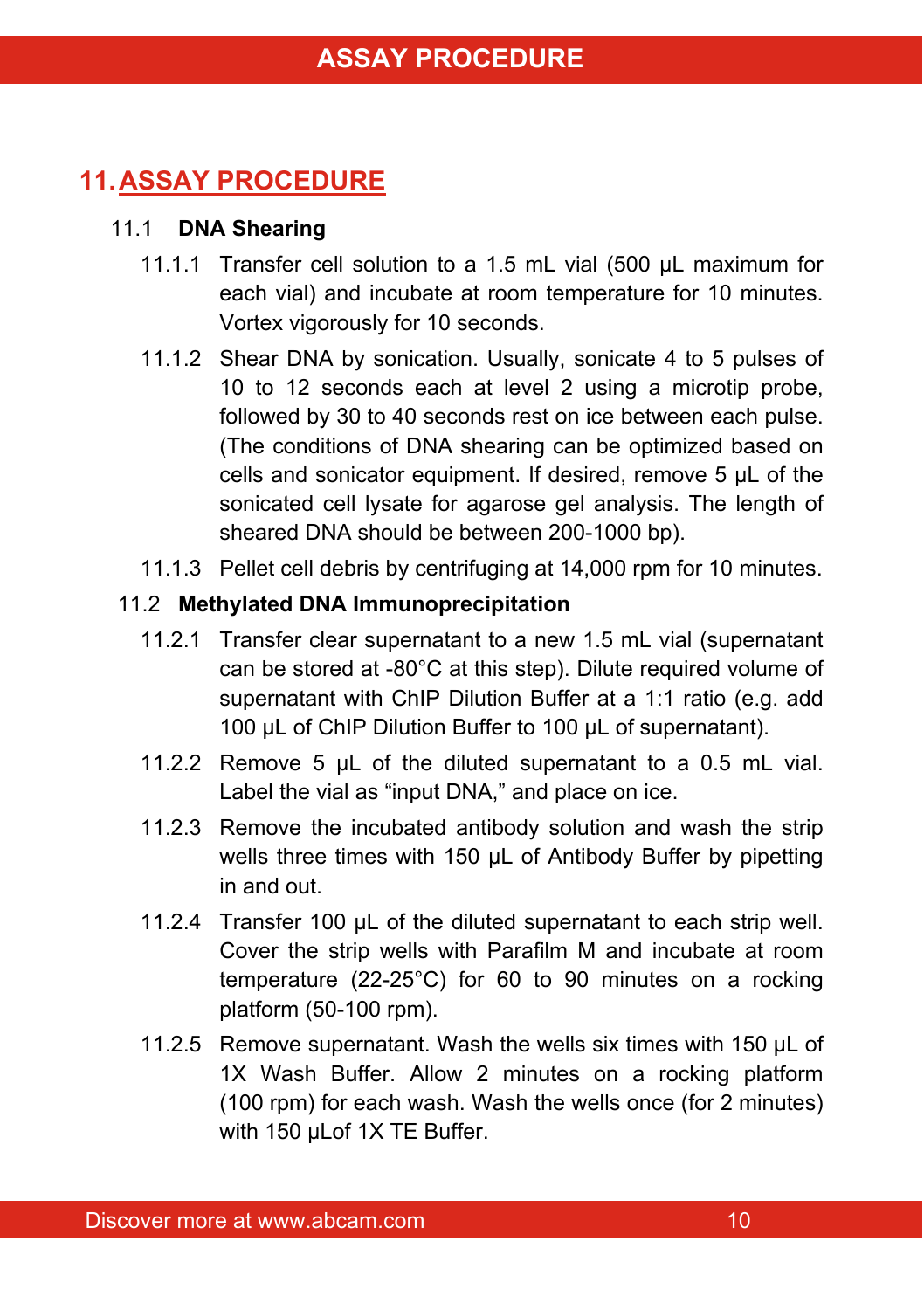## 11. ASSAY PROCEDURE

### 11.1 DNA Shearing

11.1.1 Transfer cell solution to a 1.5 mL vial (500 µL maximum for each vial) and incubate at room temperature for 10 minutes. Vortex vigorously for 10 seconds.

11.1.2 Shear DNA by sonication. Usually, sonicate 4 to 5 pulses of 10 to 12 seconds each at level 2 using a microtip probe, followed by 30 to 40 seconds rest on ice between each pulse. (The conditions of DNA shearing can be optimized based on cells and sonicator equipment. If desired, remove 5 µL of the sonicated cell lysate for agarose gel analysis. The length of sheared DNA should be between 200-1000 bp).

11.1.3 Pellet cell debris by centrifuging at 14,000 rpm for 10 minutes.

### 11.2 Methylated DNA Immunoprecipitation

11.2.1 Transfer clear supernatant to a new 1.5 mL vial (supernatant can be stored at -80°C at this step). Dilute required volume of supernatant with ChIP Dilution Buffer at a 1:1 ratio (e.g. add 100 µL of ChIP Dilution Buffer to 100 µL of supernatant).

11.2.2 Remove 5 µL of the diluted supernatant to a 0.5 mL vial. Label the vial as "input DNA," and place on ice.

11.2.3 Remove the incubated antibody solution and wash the strip wells three times with 150 µL of Antibody Buffer by pipetting in and out.

11.2.4 Transfer 100 µL of the diluted supernatant to each strip well. Cover the strip wells with Parafilm M and incubate at room temperature (22-25°C) for 60 to 90 minutes on a rocking platform (50-100 rpm).

11.2.5 Remove supernatant. Wash the wells six times with 150 µL of 1X Wash Buffer. Allow 2 minutes on a rocking platform (100 rpm) for each wash. Wash the wells once (for 2 minutes) with 150 µLof 1X TE Buffer.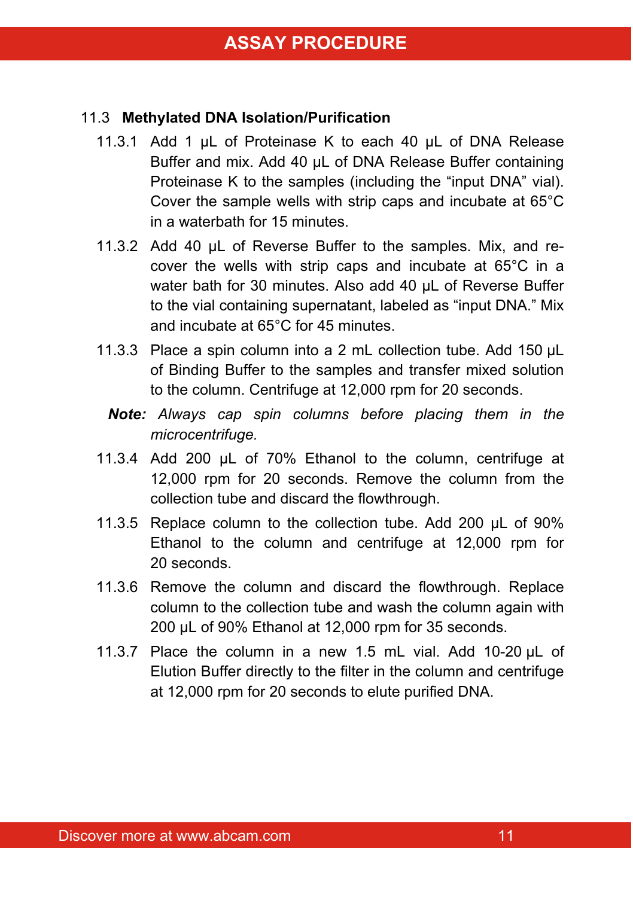## 11.3 Methylated DNA Isolation/Purification

11.3.1 Add 1 µL of Proteinase K to each 40 µL of DNA Release Buffer and mix. Add 40 µL of DNA Release Buffer containing Proteinase K to the samples (including the "input DNA" vial). Cover the sample wells with strip caps and incubate at 65°C in a waterbath for 15 minutes.

11.3.2 Add 40 µL of Reverse Buffer to the samples. Mix, and re-cover the wells with strip caps and incubate at 65°C in a water bath for 30 minutes. Also add 40 µL of Reverse Buffer to the vial containing supernatant, labeled as "input DNA." Mix and incubate at 65°C for 45 minutes.

11.3.3 Place a spin column into a 2 mL collection tube. Add 150 µL of Binding Buffer to the samples and transfer mixed solution to the column. Centrifuge at 12,000 rpm for 20 seconds.

***Note:*** *Always cap spin columns before placing them in the microcentrifuge.*

11.3.4 Add 200 µL of 70% Ethanol to the column, centrifuge at 12,000 rpm for 20 seconds. Remove the column from the collection tube and discard the flowthrough.

11.3.5 Replace column to the collection tube. Add 200 µL of 90% Ethanol to the column and centrifuge at 12,000 rpm for 20 seconds.

11.3.6 Remove the column and discard the flowthrough. Replace column to the collection tube and wash the column again with 200 µL of 90% Ethanol at 12,000 rpm for 35 seconds.

11.3.7 Place the column in a new 1.5 mL vial. Add 10-20 µL of Elution Buffer directly to the filter in the column and centrifuge at 12,000 rpm for 20 seconds to elute purified DNA.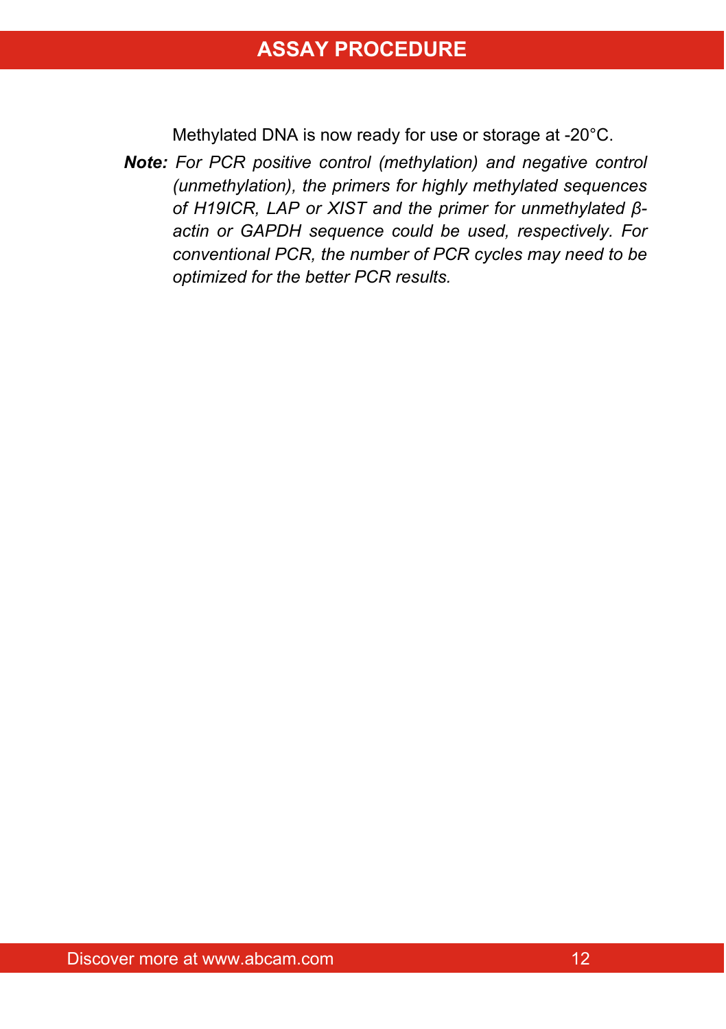Methylated DNA is now ready for use or storage at -20°C.

***Note:*** *For PCR positive control (methylation) and negative control (unmethylation), the primers for highly methylated sequences of H19ICR, LAP or XIST and the primer for unmethylated β-actin or GAPDH sequence could be used, respectively. For conventional PCR, the number of PCR cycles may need to be optimized for the better PCR results.*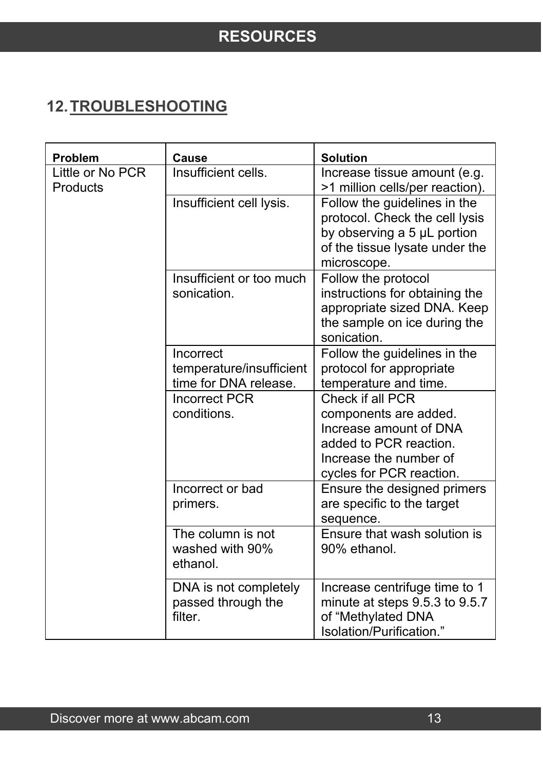## 12. TROUBLESHOOTING

| Problem | Cause | Solution |
|---|---|---|
| Little or No PCR Products | Insufficient cells. | Increase tissue amount (e.g. >1 million cells/per reaction). |
| | Insufficient cell lysis. | Follow the guidelines in the protocol. Check the cell lysis by observing a 5 μL portion of the tissue lysate under the microscope. |
| | Insufficient or too much sonication. | Follow the protocol instructions for obtaining the appropriate sized DNA. Keep the sample on ice during the sonication. |
| | Incorrect temperature/insufficient time for DNA release. | Follow the guidelines in the protocol for appropriate temperature and time. |
| | Incorrect PCR conditions. | Check if all PCR components are added. Increase amount of DNA added to PCR reaction. Increase the number of cycles for PCR reaction. |
| | Incorrect or bad primers. | Ensure the designed primers are specific to the target sequence. |
| | The column is not washed with 90% ethanol. | Ensure that wash solution is 90% ethanol. |
| | DNA is not completely passed through the filter. | Increase centrifuge time to 1 minute at steps 9.5.3 to 9.5.7 of "Methylated DNA Isolation/Purification." |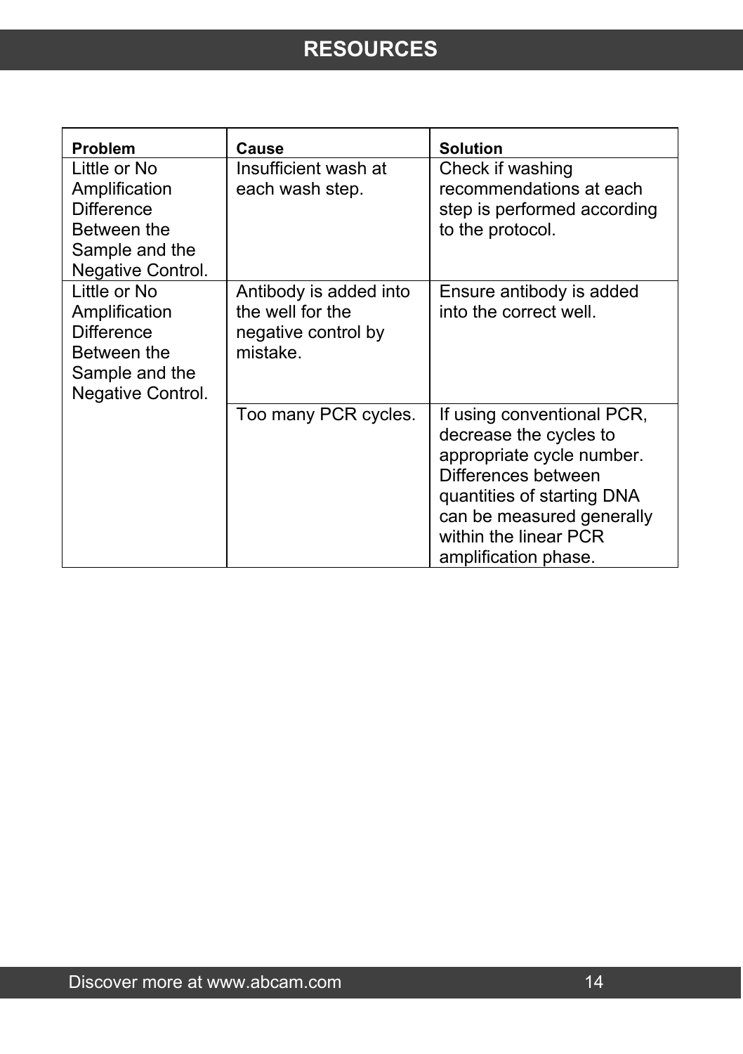# RESOURCES

| Problem | Cause | Solution |
|---|---|---|
| Little or No Amplification Difference Between the Sample and the Negative Control. | Insufficient wash at each wash step. | Check if washing recommendations at each step is performed according to the protocol. |
| Little or No Amplification Difference Between the Sample and the Negative Control. | Antibody is added into the well for the negative control by mistake. | Ensure antibody is added into the correct well. |
| | Too many PCR cycles. | If using conventional PCR, decrease the cycles to appropriate cycle number. Differences between quantities of starting DNA can be measured generally within the linear PCR amplification phase. |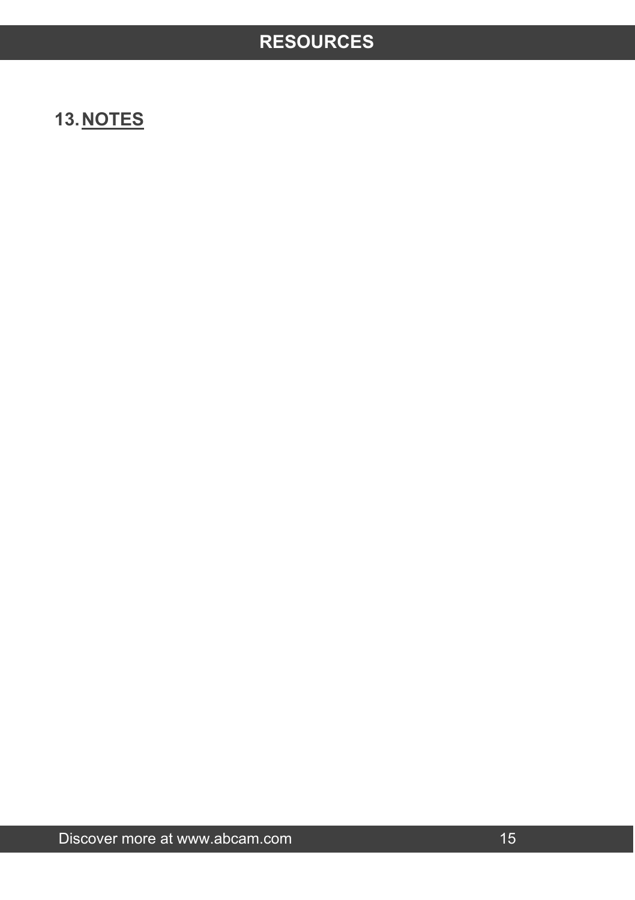## 13. NOTES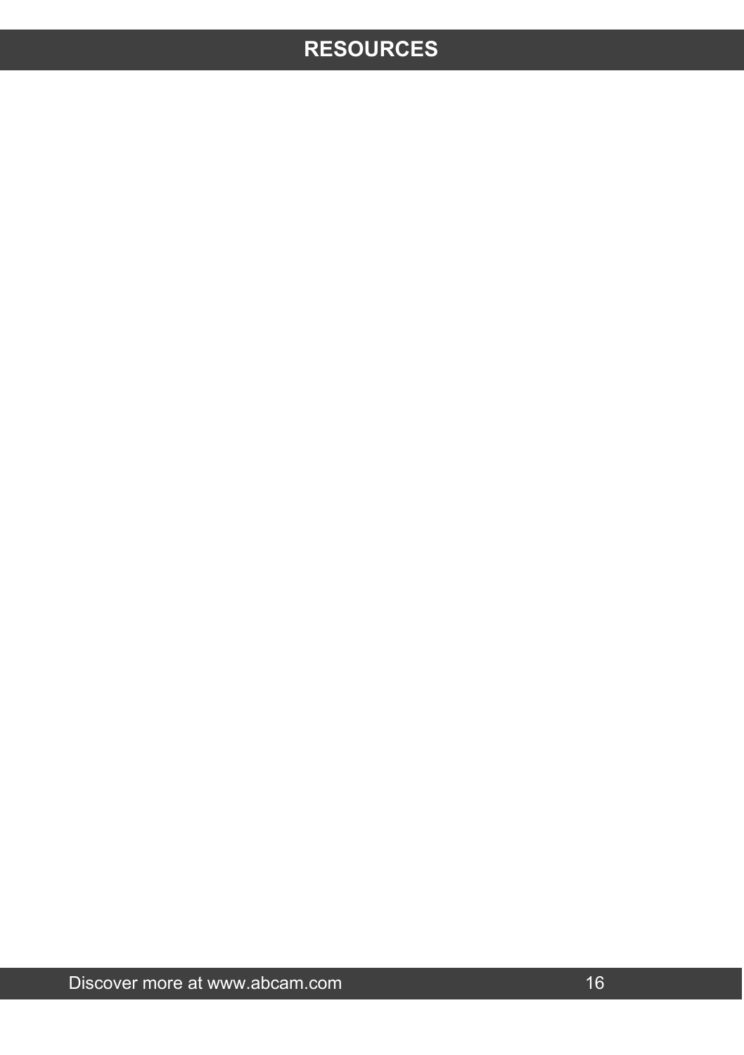# RESOURCES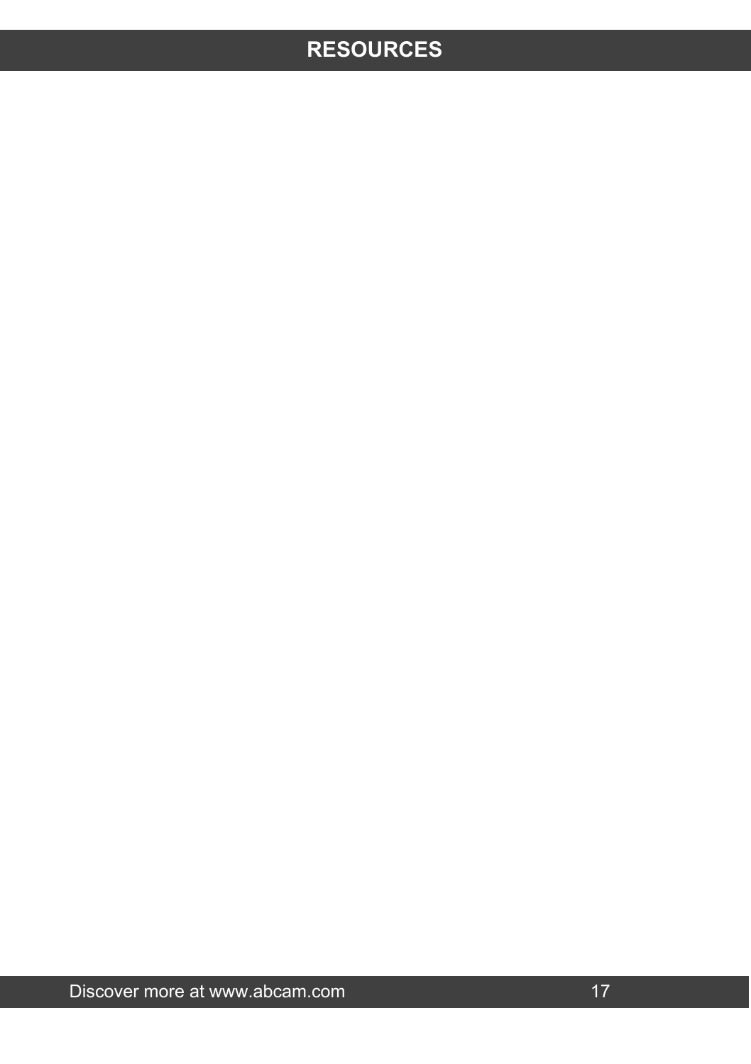# RESOURCES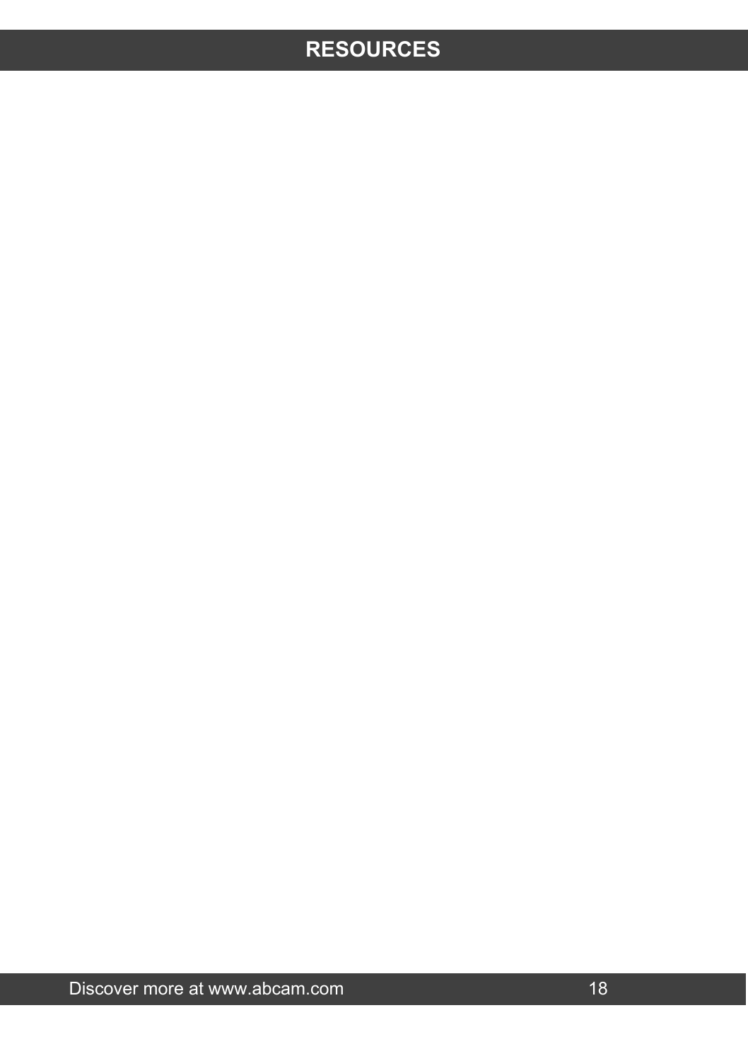# RESOURCES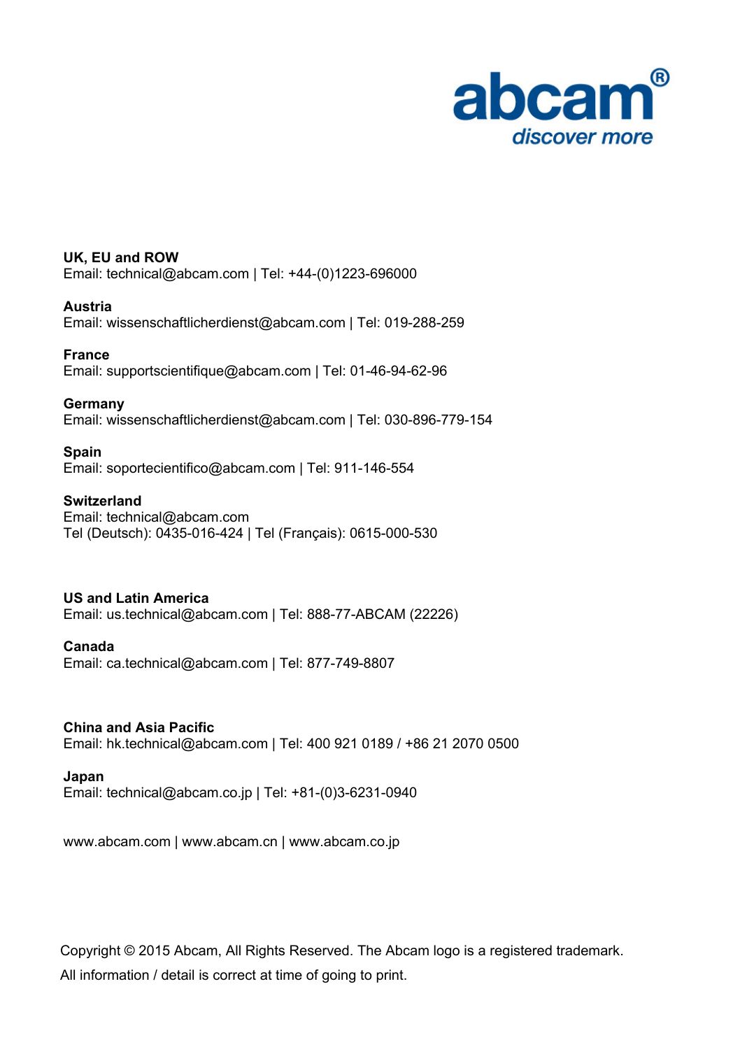abcam®
*discover more*

**UK, EU and ROW**
Email: technical@abcam.com | Tel: +44-(0)1223-696000

**Austria**
Email: wissenschaftlicherdienst@abcam.com | Tel: 019-288-259

**France**
Email: supportscientifique@abcam.com | Tel: 01-46-94-62-96

**Germany**
Email: wissenschaftlicherdienst@abcam.com | Tel: 030-896-779-154

**Spain**
Email: soportecientifico@abcam.com | Tel: 911-146-554

**Switzerland**
Email: technical@abcam.com
Tel (Deutsch): 0435-016-424 | Tel (Français): 0615-000-530

**US and Latin America**
Email: us.technical@abcam.com | Tel: 888-77-ABCAM (22226)

**Canada**
Email: ca.technical@abcam.com | Tel: 877-749-8807

**China and Asia Pacific**
Email: hk.technical@abcam.com | Tel: 400 921 0189 / +86 21 2070 0500

**Japan**
Email: technical@abcam.co.jp | Tel: +81-(0)3-6231-0940

www.abcam.com | www.abcam.cn | www.abcam.co.jp

Copyright © 2015 Abcam, All Rights Reserved. The Abcam logo is a registered trademark.
All information / detail is correct at time of going to print.